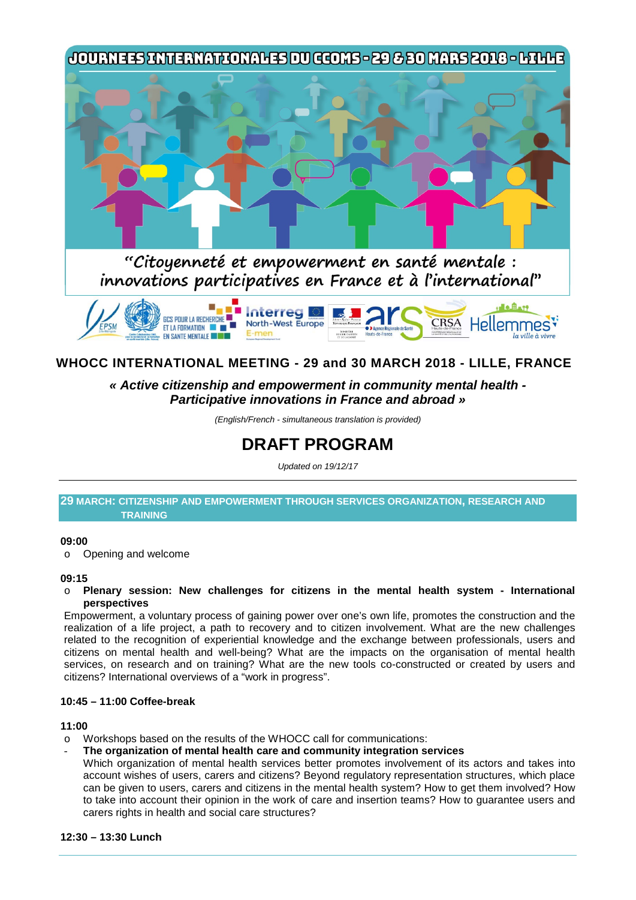JOURNEES INTERNATIONALES DU CCOMS - 29 & 30 MARS 2018 - LILLE

"Citoyenneté et empowerment en santé mentale : innovations participatives en France et à l'international"

# WHOCC INTERNATIONAL MEETING - 29 and 30 MARCH 2018 - LILLE, FRANCE

***« Active citizenship and empowerment in community mental health - Participative innovations in France and abroad »***

*(English/French - simultaneous translation is provided)*

# DRAFT PROGRAM

*Updated on 19/12/17*

---

## 29 MARCH: CITIZENSHIP AND EMPOWERMENT THROUGH SERVICES ORGANIZATION, RESEARCH AND TRAINING

**09:00**

- Opening and welcome

**09:15**

- **Plenary session: New challenges for citizens in the mental health system - International perspectives**

Empowerment, a voluntary process of gaining power over one's own life, promotes the construction and the realization of a life project, a path to recovery and to citizen involvement. What are the new challenges related to the recognition of experiential knowledge and the exchange between professionals, users and citizens on mental health and well-being? What are the impacts on the organisation of mental health services, on research and on training? What are the new tools co-constructed or created by users and citizens? International overviews of a "work in progress".

**10:45 – 11:00 Coffee-break**

**11:00**

- Workshops based on the results of the WHOCC call for communications:
- **The organization of mental health care and community integration services**
  Which organization of mental health services better promotes involvement of its actors and takes into account wishes of users, carers and citizens? Beyond regulatory representation structures, which place can be given to users, carers and citizens in the mental health system? How to get them involved? How to take into account their opinion in the work of care and insertion teams? How to guarantee users and carers rights in health and social care structures?

**12:30 – 13:30 Lunch**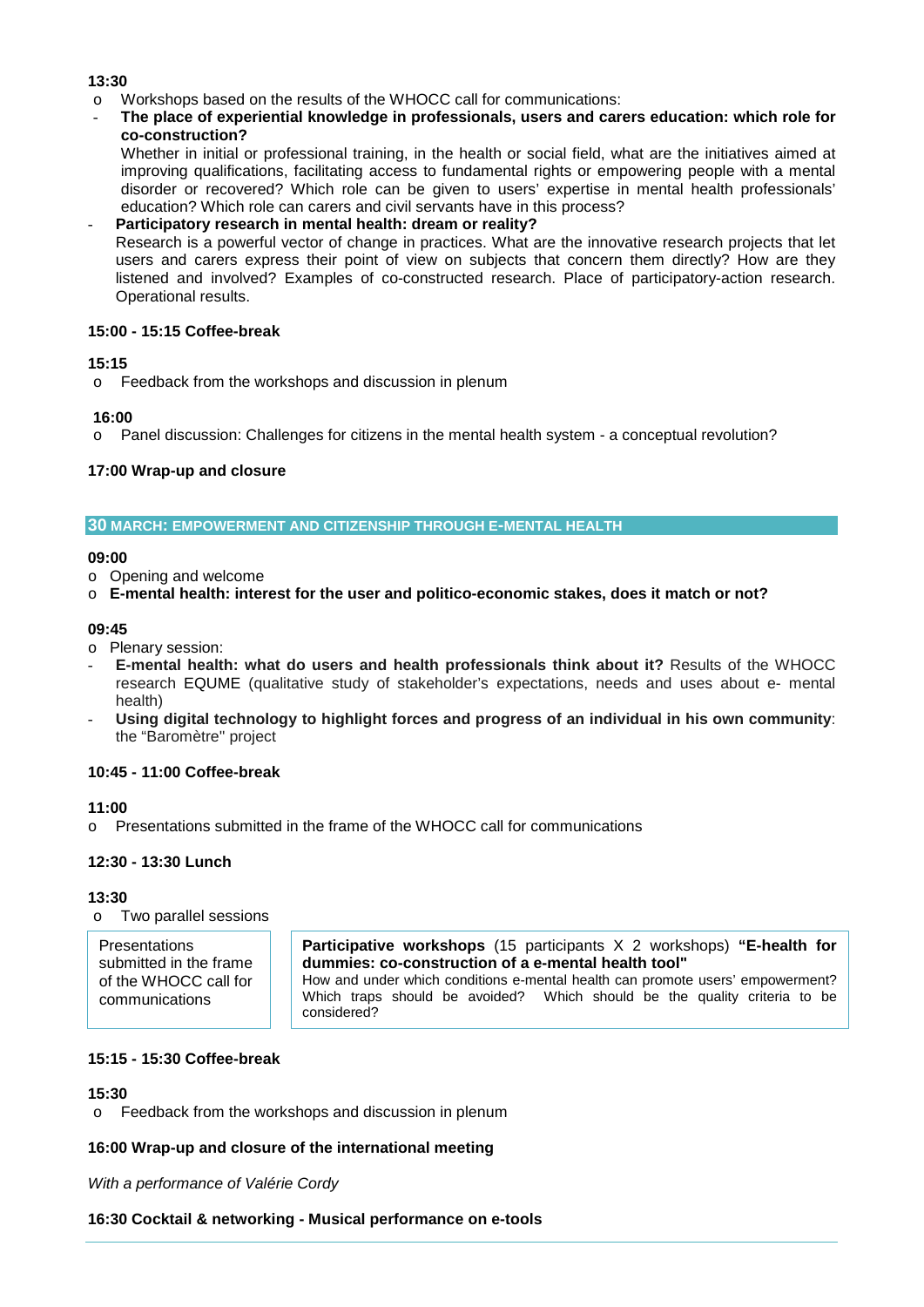**13:30**

- Workshops based on the results of the WHOCC call for communications:
  - **The place of experiential knowledge in professionals, users and carers education: which role for co-construction?**
    Whether in initial or professional training, in the health or social field, what are the initiatives aimed at improving qualifications, facilitating access to fundamental rights or empowering people with a mental disorder or recovered? Which role can be given to users' expertise in mental health professionals' education? Which role can carers and civil servants have in this process?
  - **Participatory research in mental health: dream or reality?**
    Research is a powerful vector of change in practices. What are the innovative research projects that let users and carers express their point of view on subjects that concern them directly? How are they listened and involved? Examples of co-constructed research. Place of participatory-action research. Operational results.

**15:00 - 15:15 Coffee-break**

**15:15**

- Feedback from the workshops and discussion in plenum

**16:00**

- Panel discussion: Challenges for citizens in the mental health system - a conceptual revolution?

**17:00 Wrap-up and closure**

## 30 MARCH: EMPOWERMENT AND CITIZENSHIP THROUGH E-MENTAL HEALTH

**09:00**

- Opening and welcome
- **E-mental health: interest for the user and politico-economic stakes, does it match or not?**

**09:45**

- Plenary session:
  - **E-mental health: what do users and health professionals think about it?** Results of the WHOCC research EQUME (qualitative study of stakeholder's expectations, needs and uses about e- mental health)
  - **Using digital technology to highlight forces and progress of an individual in his own community**: the "Baromètre" project

**10:45 - 11:00 Coffee-break**

**11:00**

- Presentations submitted in the frame of the WHOCC call for communications

**12:30 - 13:30 Lunch**

**13:30**

- Two parallel sessions

| Presentations submitted in the frame of the WHOCC call for communications | **Participative workshops** (15 participants X 2 workshops) **"E-health for dummies: co-construction of a e-mental health tool"**<br>How and under which conditions e-mental health can promote users' empowerment? Which traps should be avoided? Which should be the quality criteria to be considered? |
|---|---|

**15:15 - 15:30 Coffee-break**

**15:30**

- Feedback from the workshops and discussion in plenum

**16:00 Wrap-up and closure of the international meeting**

*With a performance of Valérie Cordy*

**16:30 Cocktail & networking - Musical performance on e-tools**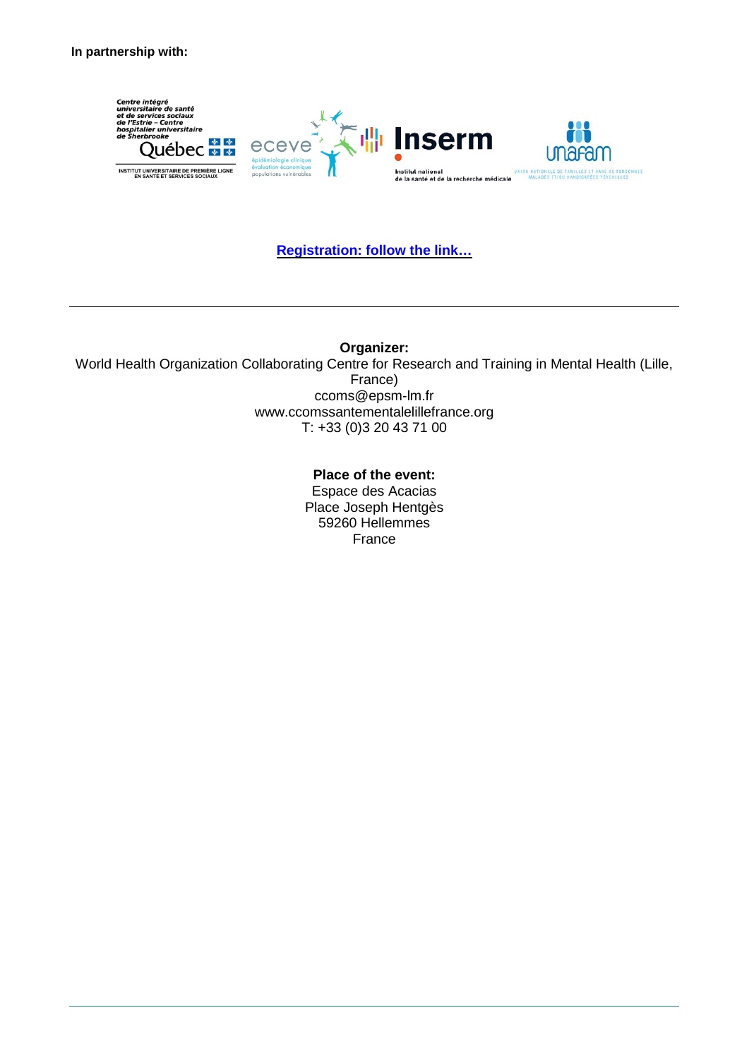**In partnership with:**

Centre intégré universitaire de santé et de services sociaux de l'Estrie – Centre hospitalier universitaire de Sherbrooke

Québec

INSTITUT UNIVERSITAIRE DE PREMIÈRE LIGNE EN SANTÉ ET SERVICES SOCIAUX

eceve

épidémiologie clinique évaluation économique populations vulnérables

Inserm

Institut national de la santé et de la recherche médicale

unafam

UNION NATIONALE DE FAMILLES ET AMIS DE PERSONNES MALADES ET/OU HANDICAPÉES PSYCHIQUES

**Registration: follow the link…**

---

**Organizer:**

World Health Organization Collaborating Centre for Research and Training in Mental Health (Lille, France)

ccoms@epsm-lm.fr

www.ccomssantementalelillefrance.org

T: +33 (0)3 20 43 71 00

**Place of the event:**

Espace des Acacias

Place Joseph Hentgès

59260 Hellemmes

France